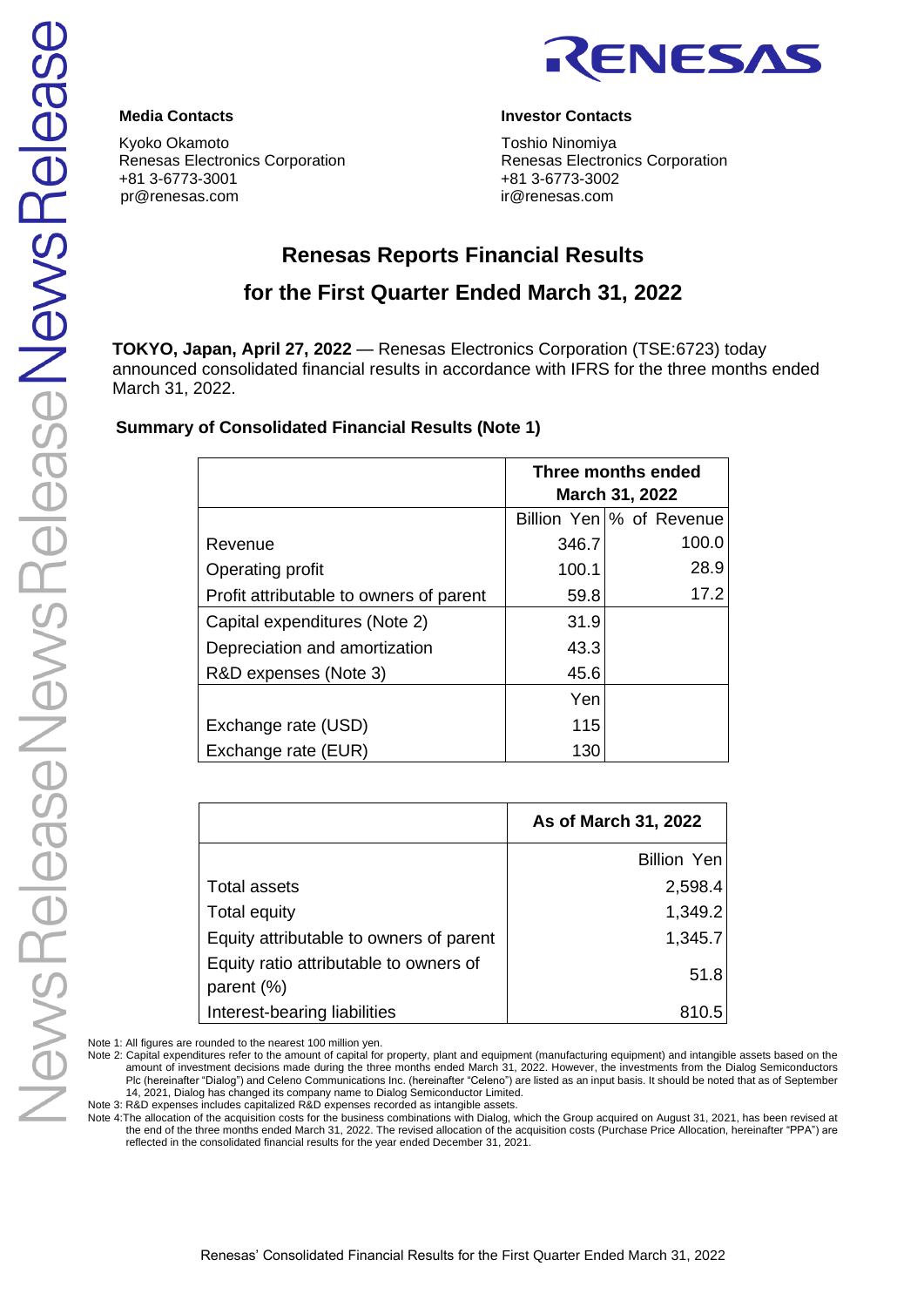**Media Contacts**

Kyoko Okamoto
Renesas Electronics Corporation
+81 3-6773-3001
pr@renesas.com

**Investor Contacts**

Toshio Ninomiya
Renesas Electronics Corporation
+81 3-6773-3002
ir@renesas.com

# Renesas Reports Financial Results for the First Quarter Ended March 31, 2022

**TOKYO, Japan, April 27, 2022** — Renesas Electronics Corporation (TSE:6723) today announced consolidated financial results in accordance with IFRS for the three months ended March 31, 2022.

**Summary of Consolidated Financial Results (Note 1)**

| | Three months ended March 31, 2022 | |
|---|---|---|
| | Billion Yen | % of Revenue |
| Revenue | 346.7 | 100.0 |
| Operating profit | 100.1 | 28.9 |
| Profit attributable to owners of parent | 59.8 | 17.2 |
| Capital expenditures (Note 2) | 31.9 | |
| Depreciation and amortization | 43.3 | |
| R&D expenses (Note 3) | 45.6 | |
| | Yen | |
| Exchange rate (USD) | 115 | |
| Exchange rate (EUR) | 130 | |

| | As of March 31, 2022 |
|---|---|
| | Billion Yen |
| Total assets | 2,598.4 |
| Total equity | 1,349.2 |
| Equity attributable to owners of parent | 1,345.7 |
| Equity ratio attributable to owners of parent (%) | 51.8 |
| Interest-bearing liabilities | 810.5 |

Note 1: All figures are rounded to the nearest 100 million yen.

Note 2: Capital expenditures refer to the amount of capital for property, plant and equipment (manufacturing equipment) and intangible assets based on the amount of investment decisions made during the three months ended March 31, 2022. However, the investments from the Dialog Semiconductors Plc (hereinafter "Dialog") and Celeno Communications Inc. (hereinafter "Celeno") are listed as an input basis. It should be noted that as of September 14, 2021, Dialog has changed its company name to Dialog Semiconductor Limited.

Note 3: R&D expenses includes capitalized R&D expenses recorded as intangible assets.

Note 4: The allocation of the acquisition costs for the business combinations with Dialog, which the Group acquired on August 31, 2021, has been revised at the end of the three months ended March 31, 2022. The revised allocation of the acquisition costs (Purchase Price Allocation, hereinafter "PPA") are reflected in the consolidated financial results for the year ended December 31, 2021.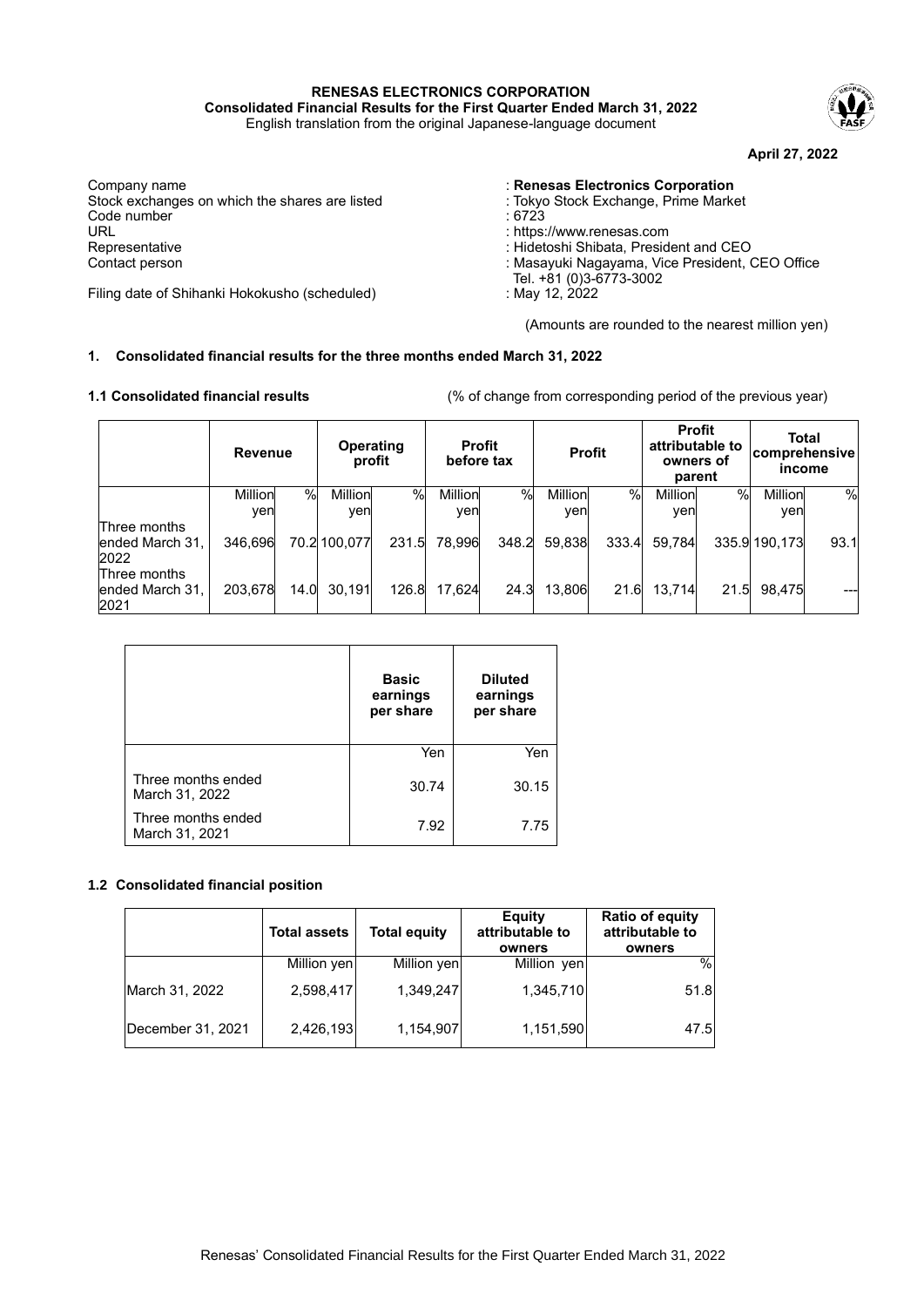**RENESAS ELECTRONICS CORPORATION**
**Consolidated Financial Results for the First Quarter Ended March 31, 2022**
English translation from the original Japanese-language document

**April 27, 2022**

Company name : **Renesas Electronics Corporation**
Stock exchanges on which the shares are listed : Tokyo Stock Exchange, Prime Market
Code number : 6723
URL : https://www.renesas.com
Representative : Hidetoshi Shibata, President and CEO
Contact person : Masayuki Nagayama, Vice President, CEO Office
Tel. +81 (0)3-6773-3002
Filing date of Shihanki Hokokusho (scheduled) : May 12, 2022

(Amounts are rounded to the nearest million yen)

## 1. Consolidated financial results for the three months ended March 31, 2022

### 1.1 Consolidated financial results

(% of change from corresponding period of the previous year)

| | Revenue | | Operating profit | | Profit before tax | | Profit | | Profit attributable to owners of parent | | Total comprehensive income | |
|---|---|---|---|---|---|---|---|---|---|---|---|---|
| | Million yen | % | Million yen | % | Million yen | % | Million yen | % | Million yen | % | Million yen | % |
| Three months ended March 31, 2022 | 346,696 | 70.2 | 100,077 | 231.5 | 78,996 | 348.2 | 59,838 | 333.4 | 59,784 | 335.9 | 190,173 | 93.1 |
| Three months ended March 31, 2021 | 203,678 | 14.0 | 30,191 | 126.8 | 17,624 | 24.3 | 13,806 | 21.6 | 13,714 | 21.5 | 98,475 | --- |

| | Basic earnings per share | Diluted earnings per share |
|---|---|---|
| | Yen | Yen |
| Three months ended March 31, 2022 | 30.74 | 30.15 |
| Three months ended March 31, 2021 | 7.92 | 7.75 |

### 1.2 Consolidated financial position

| | Total assets | Total equity | Equity attributable to owners | Ratio of equity attributable to owners |
|---|---|---|---|---|
| | Million yen | Million yen | Million yen | % |
| March 31, 2022 | 2,598,417 | 1,349,247 | 1,345,710 | 51.8 |
| December 31, 2021 | 2,426,193 | 1,154,907 | 1,151,590 | 47.5 |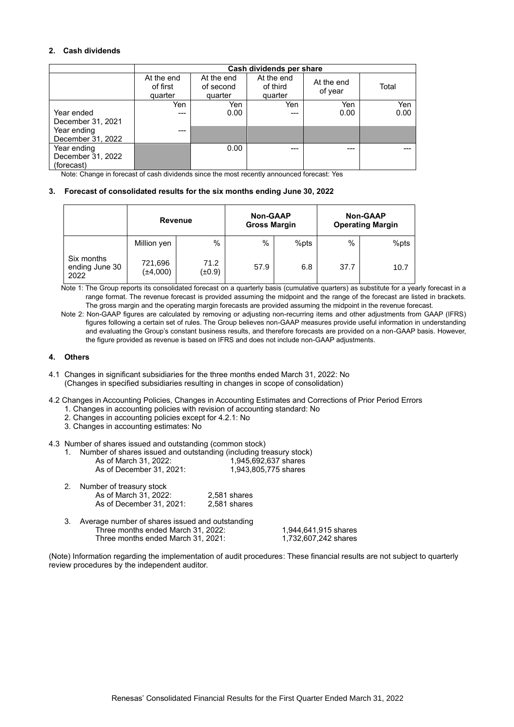**2. Cash dividends**

| | Cash dividends per share | | | | |
|---|---|---|---|---|---|
| | At the end of first quarter | At the end of second quarter | At the end of third quarter | At the end of year | Total |
| | Yen | Yen | Yen | Yen | Yen |
| Year ended December 31, 2021 | --- | 0.00 | --- | 0.00 | 0.00 |
| Year ending December 31, 2022 | --- | | | | |
| Year ending December 31, 2022 (forecast) | | 0.00 | --- | --- | --- |

Note: Change in forecast of cash dividends since the most recently announced forecast: Yes

**3. Forecast of consolidated results for the six months ending June 30, 2022**

| | Revenue | | Non-GAAP Gross Margin | | Non-GAAP Operating Margin | |
|---|---|---|---|---|---|---|
| | Million yen | % | % | %pts | % | %pts |
| Six months ending June 30 2022 | 721,696 (±4,000) | 71.2 (±0.9) | 57.9 | 6.8 | 37.7 | 10.7 |

Note 1: The Group reports its consolidated forecast on a quarterly basis (cumulative quarters) as substitute for a yearly forecast in a range format. The revenue forecast is provided assuming the midpoint and the range of the forecast are listed in brackets. The gross margin and the operating margin forecasts are provided assuming the midpoint in the revenue forecast.

Note 2: Non-GAAP figures are calculated by removing or adjusting non-recurring items and other adjustments from GAAP (IFRS) figures following a certain set of rules. The Group believes non-GAAP measures provide useful information in understanding and evaluating the Group's constant business results, and therefore forecasts are provided on a non-GAAP basis. However, the figure provided as revenue is based on IFRS and does not include non-GAAP adjustments.

**4. Others**

4.1 Changes in significant subsidiaries for the three months ended March 31, 2022: No
(Changes in specified subsidiaries resulting in changes in scope of consolidation)

4.2 Changes in Accounting Policies, Changes in Accounting Estimates and Corrections of Prior Period Errors
1. Changes in accounting policies with revision of accounting standard: No
2. Changes in accounting policies except for 4.2.1: No
3. Changes in accounting estimates: No

4.3 Number of shares issued and outstanding (common stock)
1. Number of shares issued and outstanding (including treasury stock)
   - As of March 31, 2022: 1,945,692,637 shares
   - As of December 31, 2021: 1,943,805,775 shares
2. Number of treasury stock
   - As of March 31, 2022: 2,581 shares
   - As of December 31, 2021: 2,581 shares
3. Average number of shares issued and outstanding
   - Three months ended March 31, 2022: 1,944,641,915 shares
   - Three months ended March 31, 2021: 1,732,607,242 shares

(Note) Information regarding the implementation of audit procedures: These financial results are not subject to quarterly review procedures by the independent auditor.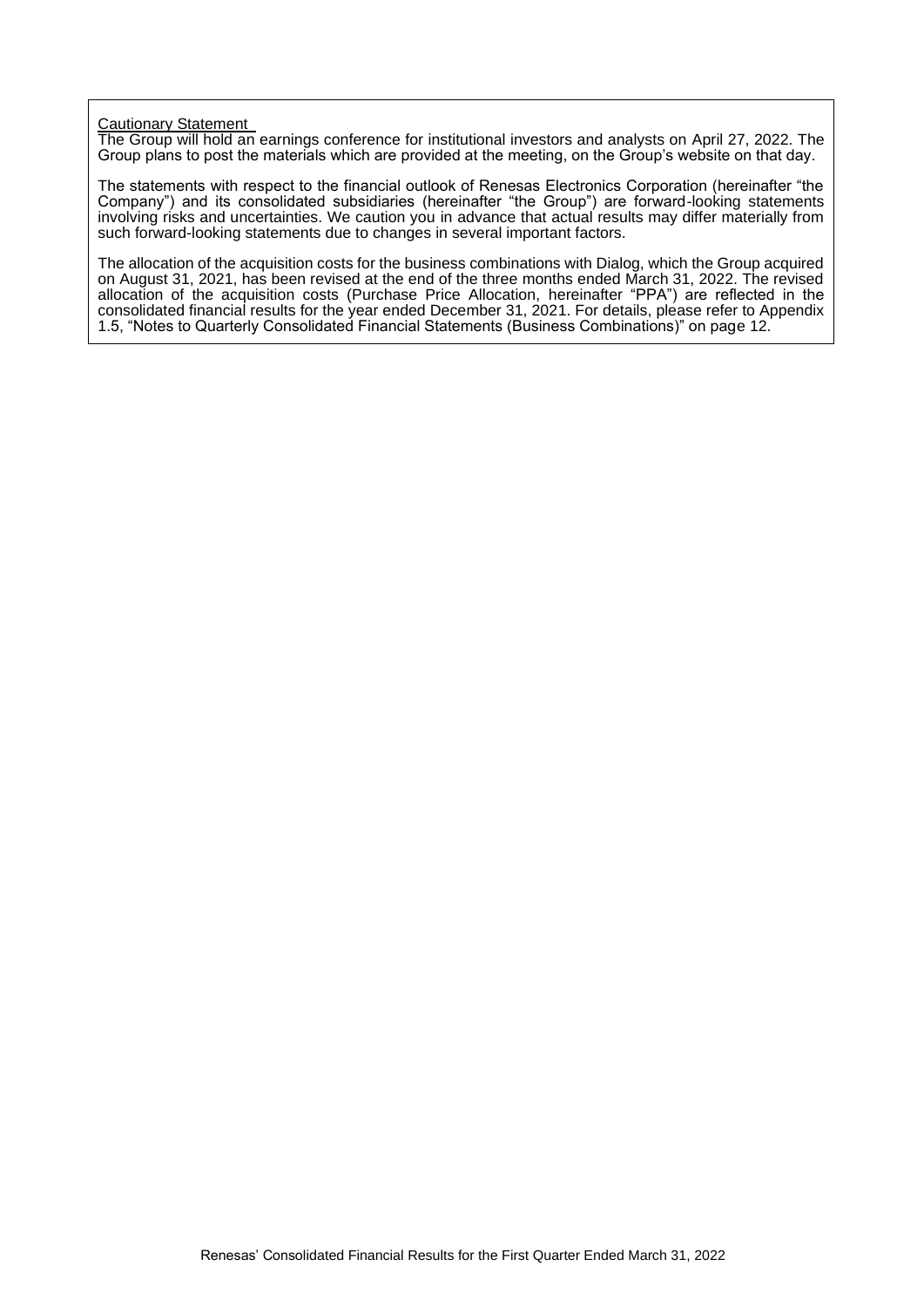Cautionary Statement

The Group will hold an earnings conference for institutional investors and analysts on April 27, 2022. The Group plans to post the materials which are provided at the meeting, on the Group's website on that day.

The statements with respect to the financial outlook of Renesas Electronics Corporation (hereinafter "the Company") and its consolidated subsidiaries (hereinafter "the Group") are forward-looking statements involving risks and uncertainties. We caution you in advance that actual results may differ materially from such forward-looking statements due to changes in several important factors.

The allocation of the acquisition costs for the business combinations with Dialog, which the Group acquired on August 31, 2021, has been revised at the end of the three months ended March 31, 2022. The revised allocation of the acquisition costs (Purchase Price Allocation, hereinafter "PPA") are reflected in the consolidated financial results for the year ended December 31, 2021. For details, please refer to Appendix 1.5, "Notes to Quarterly Consolidated Financial Statements (Business Combinations)" on page 12.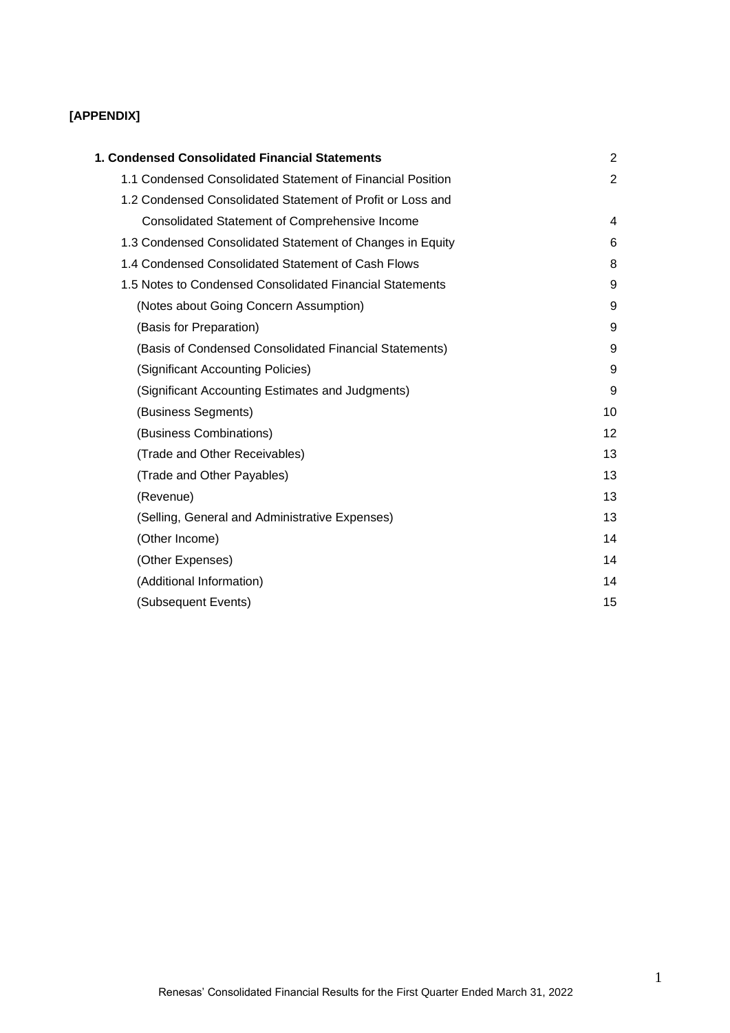**[APPENDIX]**

| | |
|---|---|
| **1. Condensed Consolidated Financial Statements** | 2 |
| 1.1 Condensed Consolidated Statement of Financial Position | 2 |
| 1.2 Condensed Consolidated Statement of Profit or Loss and Consolidated Statement of Comprehensive Income | 4 |
| 1.3 Condensed Consolidated Statement of Changes in Equity | 6 |
| 1.4 Condensed Consolidated Statement of Cash Flows | 8 |
| 1.5 Notes to Condensed Consolidated Financial Statements | 9 |
| (Notes about Going Concern Assumption) | 9 |
| (Basis for Preparation) | 9 |
| (Basis of Condensed Consolidated Financial Statements) | 9 |
| (Significant Accounting Policies) | 9 |
| (Significant Accounting Estimates and Judgments) | 9 |
| (Business Segments) | 10 |
| (Business Combinations) | 12 |
| (Trade and Other Receivables) | 13 |
| (Trade and Other Payables) | 13 |
| (Revenue) | 13 |
| (Selling, General and Administrative Expenses) | 13 |
| (Other Income) | 14 |
| (Other Expenses) | 14 |
| (Additional Information) | 14 |
| (Subsequent Events) | 15 |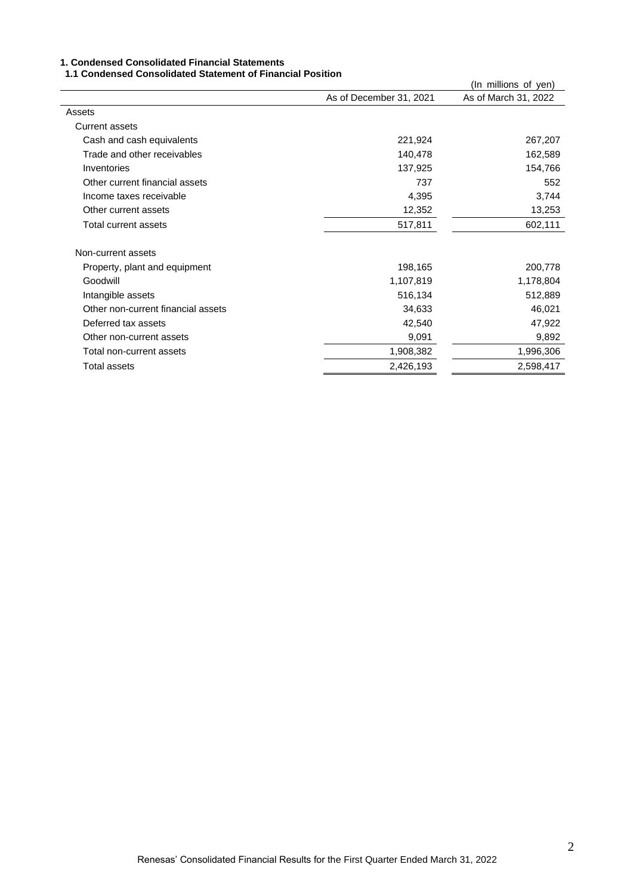# 1. Condensed Consolidated Financial Statements

## 1.1 Condensed Consolidated Statement of Financial Position

(In millions of yen)

| | As of December 31, 2021 | As of March 31, 2022 |
|---|---|---|
| Assets | | |
| Current assets | | |
| Cash and cash equivalents | 221,924 | 267,207 |
| Trade and other receivables | 140,478 | 162,589 |
| Inventories | 137,925 | 154,766 |
| Other current financial assets | 737 | 552 |
| Income taxes receivable | 4,395 | 3,744 |
| Other current assets | 12,352 | 13,253 |
| Total current assets | 517,811 | 602,111 |
| Non-current assets | | |
| Property, plant and equipment | 198,165 | 200,778 |
| Goodwill | 1,107,819 | 1,178,804 |
| Intangible assets | 516,134 | 512,889 |
| Other non-current financial assets | 34,633 | 46,021 |
| Deferred tax assets | 42,540 | 47,922 |
| Other non-current assets | 9,091 | 9,892 |
| Total non-current assets | 1,908,382 | 1,996,306 |
| Total assets | 2,426,193 | 2,598,417 |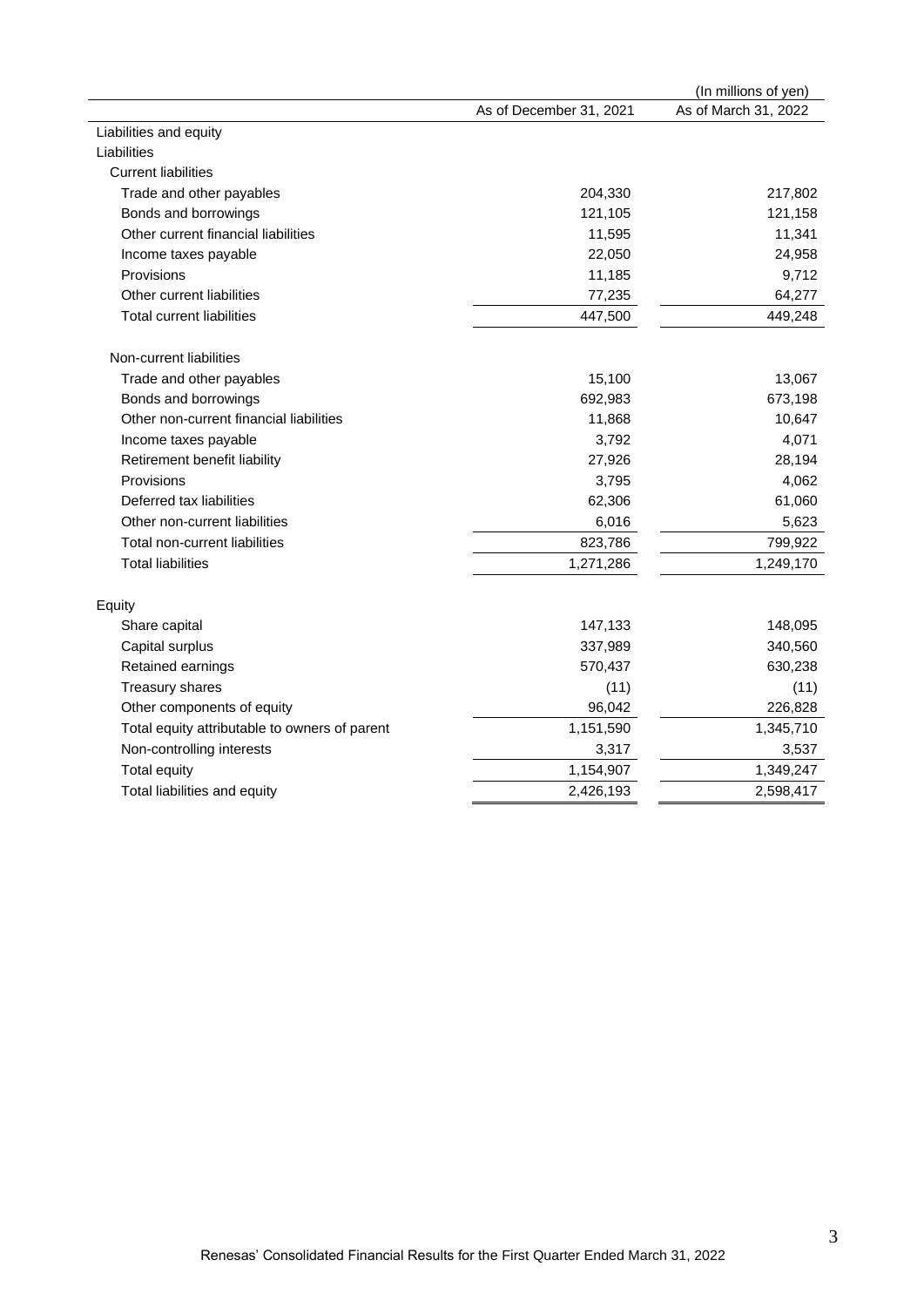(In millions of yen)

| | As of December 31, 2021 | As of March 31, 2022 |
|---|---|---|
| Liabilities and equity | | |
| Liabilities | | |
| Current liabilities | | |
| Trade and other payables | 204,330 | 217,802 |
| Bonds and borrowings | 121,105 | 121,158 |
| Other current financial liabilities | 11,595 | 11,341 |
| Income taxes payable | 22,050 | 24,958 |
| Provisions | 11,185 | 9,712 |
| Other current liabilities | 77,235 | 64,277 |
| Total current liabilities | 447,500 | 449,248 |
| Non-current liabilities | | |
| Trade and other payables | 15,100 | 13,067 |
| Bonds and borrowings | 692,983 | 673,198 |
| Other non-current financial liabilities | 11,868 | 10,647 |
| Income taxes payable | 3,792 | 4,071 |
| Retirement benefit liability | 27,926 | 28,194 |
| Provisions | 3,795 | 4,062 |
| Deferred tax liabilities | 62,306 | 61,060 |
| Other non-current liabilities | 6,016 | 5,623 |
| Total non-current liabilities | 823,786 | 799,922 |
| Total liabilities | 1,271,286 | 1,249,170 |
| Equity | | |
| Share capital | 147,133 | 148,095 |
| Capital surplus | 337,989 | 340,560 |
| Retained earnings | 570,437 | 630,238 |
| Treasury shares | (11) | (11) |
| Other components of equity | 96,042 | 226,828 |
| Total equity attributable to owners of parent | 1,151,590 | 1,345,710 |
| Non-controlling interests | 3,317 | 3,537 |
| Total equity | 1,154,907 | 1,349,247 |
| Total liabilities and equity | 2,426,193 | 2,598,417 |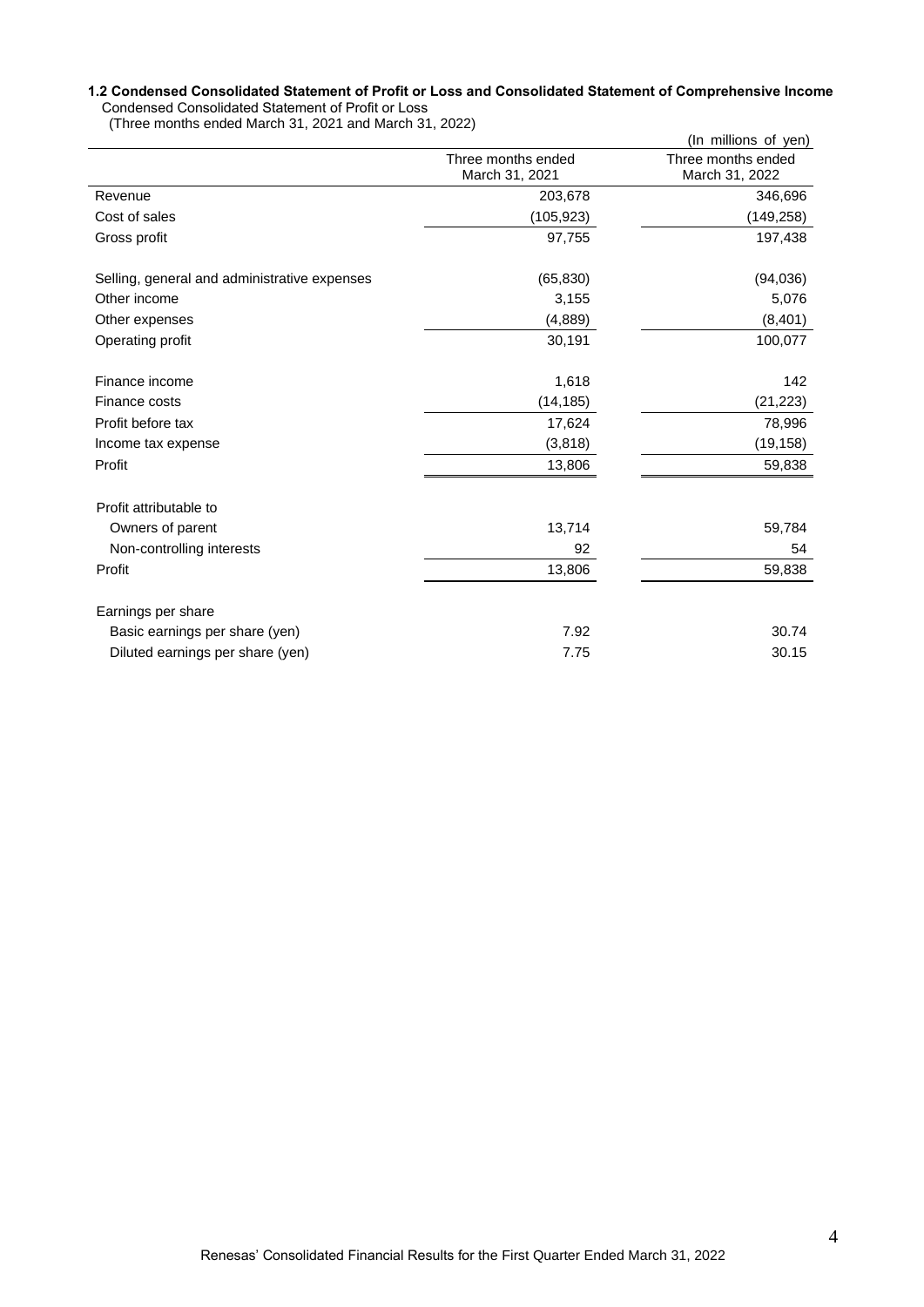**1.2 Condensed Consolidated Statement of Profit or Loss and Consolidated Statement of Comprehensive Income**

Condensed Consolidated Statement of Profit or Loss

(Three months ended March 31, 2021 and March 31, 2022)

(In millions of yen)

| | Three months ended March 31, 2021 | Three months ended March 31, 2022 |
|---|---|---|
| Revenue | 203,678 | 346,696 |
| Cost of sales | (105,923) | (149,258) |
| Gross profit | 97,755 | 197,438 |
| Selling, general and administrative expenses | (65,830) | (94,036) |
| Other income | 3,155 | 5,076 |
| Other expenses | (4,889) | (8,401) |
| Operating profit | 30,191 | 100,077 |
| Finance income | 1,618 | 142 |
| Finance costs | (14,185) | (21,223) |
| Profit before tax | 17,624 | 78,996 |
| Income tax expense | (3,818) | (19,158) |
| Profit | 13,806 | 59,838 |
| Profit attributable to | | |
| Owners of parent | 13,714 | 59,784 |
| Non-controlling interests | 92 | 54 |
| Profit | 13,806 | 59,838 |
| Earnings per share | | |
| Basic earnings per share (yen) | 7.92 | 30.74 |
| Diluted earnings per share (yen) | 7.75 | 30.15 |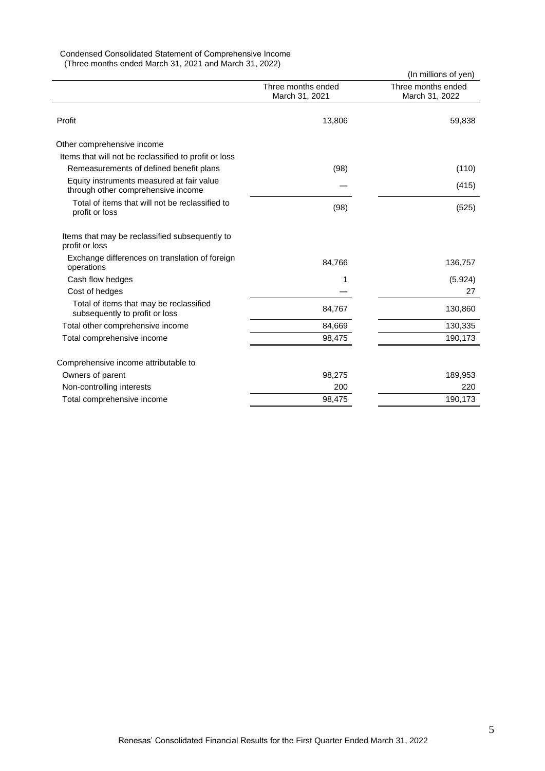Condensed Consolidated Statement of Comprehensive Income
(Three months ended March 31, 2021 and March 31, 2022)

(In millions of yen)

| | Three months ended March 31, 2021 | Three months ended March 31, 2022 |
|---|---|---|
| Profit | 13,806 | 59,838 |
| Other comprehensive income | | |
| Items that will not be reclassified to profit or loss | | |
| Remeasurements of defined benefit plans | (98) | (110) |
| Equity instruments measured at fair value through other comprehensive income | — | (415) |
| Total of items that will not be reclassified to profit or loss | (98) | (525) |
| Items that may be reclassified subsequently to profit or loss | | |
| Exchange differences on translation of foreign operations | 84,766 | 136,757 |
| Cash flow hedges | 1 | (5,924) |
| Cost of hedges | — | 27 |
| Total of items that may be reclassified subsequently to profit or loss | 84,767 | 130,860 |
| Total other comprehensive income | 84,669 | 130,335 |
| Total comprehensive income | 98,475 | 190,173 |
| Comprehensive income attributable to | | |
| Owners of parent | 98,275 | 189,953 |
| Non-controlling interests | 200 | 220 |
| Total comprehensive income | 98,475 | 190,173 |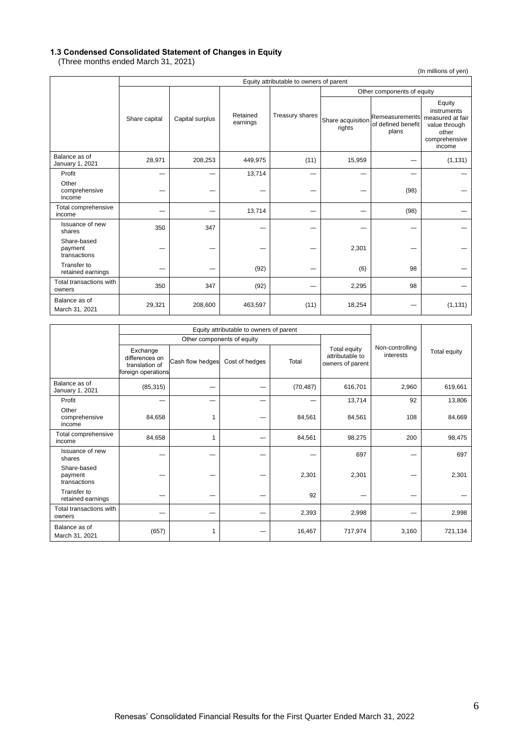### 1.3 Condensed Consolidated Statement of Changes in Equity

(Three months ended March 31, 2021)

(In millions of yen)

| | Equity attributable to owners of parent | | | | | | |
|---|---|---|---|---|---|---|---|
| | | | | | Other components of equity | | |
| | Share capital | Capital surplus | Retained earnings | Treasury shares | Share acquisition rights | Remeasurements of defined benefit plans | Equity instruments measured at fair value through other comprehensive income |
| Balance as of January 1, 2021 | 28,971 | 208,253 | 449,975 | (11) | 15,959 | — | (1,131) |
| Profit | — | — | 13,714 | — | — | — | — |
| Other comprehensive income | — | — | — | — | — | (98) | — |
| Total comprehensive income | — | — | 13,714 | — | — | (98) | — |
| Issuance of new shares | 350 | 347 | — | — | — | — | — |
| Share-based payment transactions | — | — | — | — | 2,301 | — | — |
| Transfer to retained earnings | — | — | (92) | — | (6) | 98 | — |
| Total transactions with owners | 350 | 347 | (92) | — | 2,295 | 98 | — |
| Balance as of March 31, 2021 | 29,321 | 208,600 | 463,597 | (11) | 18,254 | — | (1,131) |

| | Equity attributable to owners of parent | | | | | | |
|---|---|---|---|---|---|---|---|
| | Other components of equity | | | | | | |
| | Exchange differences on translation of foreign operations | Cash flow hedges | Cost of hedges | Total | Total equity attributable to owners of parent | Non-controlling interests | Total equity |
| Balance as of January 1, 2021 | (85,315) | — | — | (70,487) | 616,701 | 2,960 | 619,661 |
| Profit | — | — | — | — | 13,714 | 92 | 13,806 |
| Other comprehensive income | 84,658 | 1 | — | 84,561 | 84,561 | 108 | 84,669 |
| Total comprehensive income | 84,658 | 1 | — | 84,561 | 98,275 | 200 | 98,475 |
| Issuance of new shares | — | — | — | — | 697 | — | 697 |
| Share-based payment transactions | — | — | — | 2,301 | 2,301 | — | 2,301 |
| Transfer to retained earnings | — | — | — | 92 | — | — | — |
| Total transactions with owners | — | — | — | 2,393 | 2,998 | — | 2,998 |
| Balance as of March 31, 2021 | (657) | 1 | — | 16,467 | 717,974 | 3,160 | 721,134 |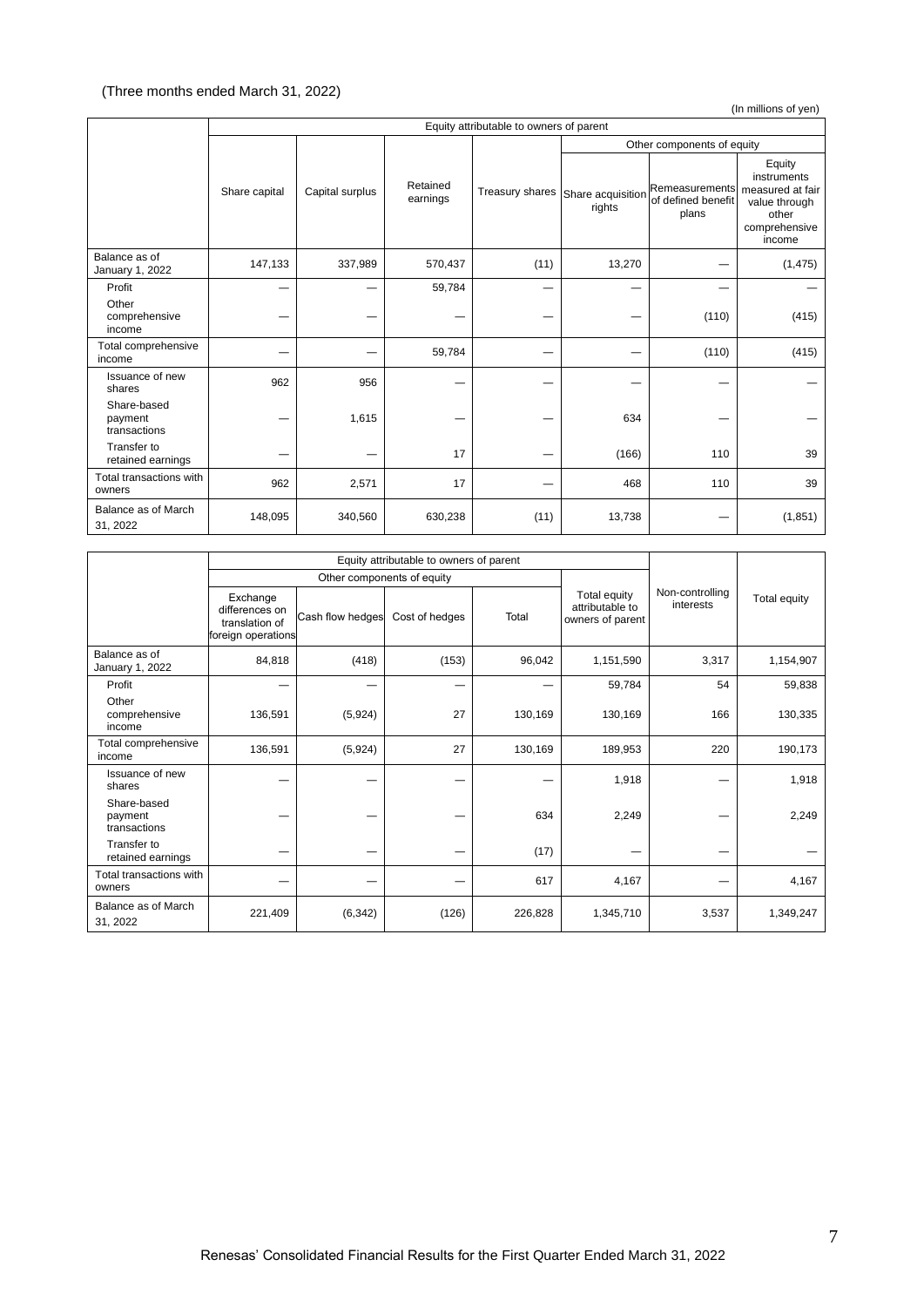(Three months ended March 31, 2022)

(In millions of yen)

| | Equity attributable to owners of parent | | | | | | |
|---|---|---|---|---|---|---|---|
| | | | | | Other components of equity | | |
| | Share capital | Capital surplus | Retained earnings | Treasury shares | Share acquisition rights | Remeasurements of defined benefit plans | Equity instruments measured at fair value through other comprehensive income |
| Balance as of January 1, 2022 | 147,133 | 337,989 | 570,437 | (11) | 13,270 | — | (1,475) |
| Profit | — | — | 59,784 | — | — | — | — |
| Other comprehensive income | — | — | — | — | — | (110) | (415) |
| Total comprehensive income | — | — | 59,784 | — | — | (110) | (415) |
| Issuance of new shares | 962 | 956 | — | — | — | — | — |
| Share-based payment transactions | — | 1,615 | — | — | 634 | — | — |
| Transfer to retained earnings | — | — | 17 | — | (166) | 110 | 39 |
| Total transactions with owners | 962 | 2,571 | 17 | — | 468 | 110 | 39 |
| Balance as of March 31, 2022 | 148,095 | 340,560 | 630,238 | (11) | 13,738 | — | (1,851) |

| | Equity attributable to owners of parent | | | | | Non-controlling interests | Total equity |
|---|---|---|---|---|---|---|---|
| | Other components of equity | | | | Total equity attributable to owners of parent | | |
| | Exchange differences on translation of foreign operations | Cash flow hedges | Cost of hedges | Total | | | |
| Balance as of January 1, 2022 | 84,818 | (418) | (153) | 96,042 | 1,151,590 | 3,317 | 1,154,907 |
| Profit | — | — | — | — | 59,784 | 54 | 59,838 |
| Other comprehensive income | 136,591 | (5,924) | 27 | 130,169 | 130,169 | 166 | 130,335 |
| Total comprehensive income | 136,591 | (5,924) | 27 | 130,169 | 189,953 | 220 | 190,173 |
| Issuance of new shares | — | — | — | — | 1,918 | — | 1,918 |
| Share-based payment transactions | — | — | — | 634 | 2,249 | — | 2,249 |
| Transfer to retained earnings | — | — | — | (17) | — | — | — |
| Total transactions with owners | — | — | — | 617 | 4,167 | — | 4,167 |
| Balance as of March 31, 2022 | 221,409 | (6,342) | (126) | 226,828 | 1,345,710 | 3,537 | 1,349,247 |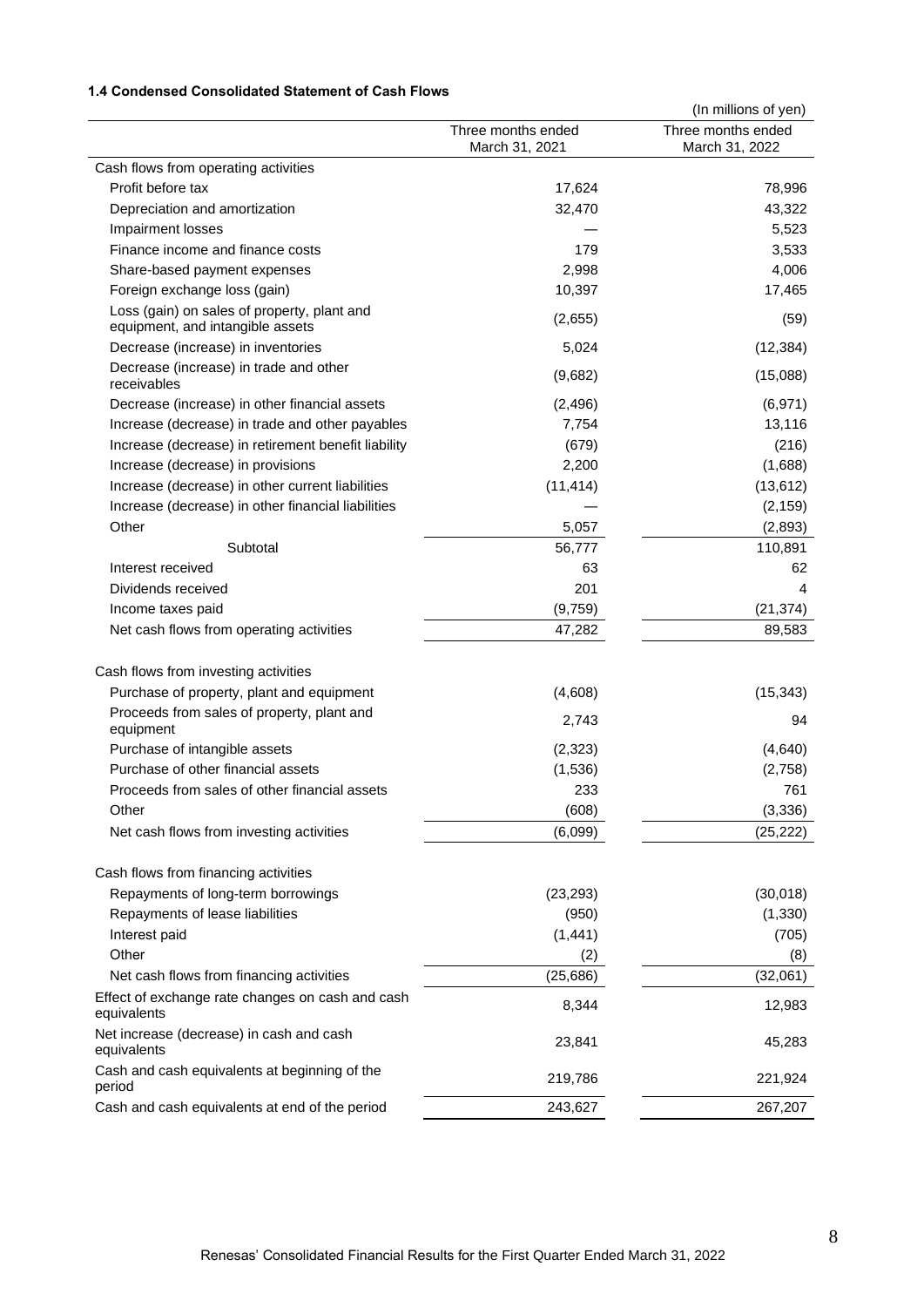### 1.4 Condensed Consolidated Statement of Cash Flows

(In millions of yen)

| | Three months ended March 31, 2021 | Three months ended March 31, 2022 |
|---|---|---|
| Cash flows from operating activities | | |
| Profit before tax | 17,624 | 78,996 |
| Depreciation and amortization | 32,470 | 43,322 |
| Impairment losses | — | 5,523 |
| Finance income and finance costs | 179 | 3,533 |
| Share-based payment expenses | 2,998 | 4,006 |
| Foreign exchange loss (gain) | 10,397 | 17,465 |
| Loss (gain) on sales of property, plant and equipment, and intangible assets | (2,655) | (59) |
| Decrease (increase) in inventories | 5,024 | (12,384) |
| Decrease (increase) in trade and other receivables | (9,682) | (15,088) |
| Decrease (increase) in other financial assets | (2,496) | (6,971) |
| Increase (decrease) in trade and other payables | 7,754 | 13,116 |
| Increase (decrease) in retirement benefit liability | (679) | (216) |
| Increase (decrease) in provisions | 2,200 | (1,688) |
| Increase (decrease) in other current liabilities | (11,414) | (13,612) |
| Increase (decrease) in other financial liabilities | — | (2,159) |
| Other | 5,057 | (2,893) |
| Subtotal | 56,777 | 110,891 |
| Interest received | 63 | 62 |
| Dividends received | 201 | 4 |
| Income taxes paid | (9,759) | (21,374) |
| Net cash flows from operating activities | 47,282 | 89,583 |
| | | |
| Cash flows from investing activities | | |
| Purchase of property, plant and equipment | (4,608) | (15,343) |
| Proceeds from sales of property, plant and equipment | 2,743 | 94 |
| Purchase of intangible assets | (2,323) | (4,640) |
| Purchase of other financial assets | (1,536) | (2,758) |
| Proceeds from sales of other financial assets | 233 | 761 |
| Other | (608) | (3,336) |
| Net cash flows from investing activities | (6,099) | (25,222) |
| | | |
| Cash flows from financing activities | | |
| Repayments of long-term borrowings | (23,293) | (30,018) |
| Repayments of lease liabilities | (950) | (1,330) |
| Interest paid | (1,441) | (705) |
| Other | (2) | (8) |
| Net cash flows from financing activities | (25,686) | (32,061) |
| Effect of exchange rate changes on cash and cash equivalents | 8,344 | 12,983 |
| Net increase (decrease) in cash and cash equivalents | 23,841 | 45,283 |
| Cash and cash equivalents at beginning of the period | 219,786 | 221,924 |
| Cash and cash equivalents at end of the period | 243,627 | 267,207 |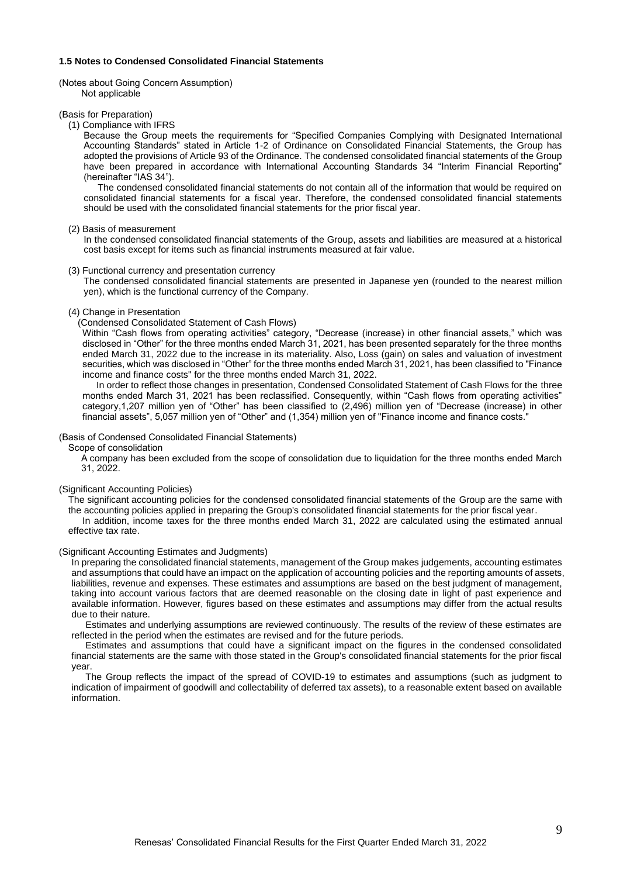### 1.5 Notes to Condensed Consolidated Financial Statements

(Notes about Going Concern Assumption)

Not applicable

(Basis for Preparation)

(1) Compliance with IFRS

Because the Group meets the requirements for "Specified Companies Complying with Designated International Accounting Standards" stated in Article 1-2 of Ordinance on Consolidated Financial Statements, the Group has adopted the provisions of Article 93 of the Ordinance. The condensed consolidated financial statements of the Group have been prepared in accordance with International Accounting Standards 34 "Interim Financial Reporting" (hereinafter "IAS 34").

The condensed consolidated financial statements do not contain all of the information that would be required on consolidated financial statements for a fiscal year. Therefore, the condensed consolidated financial statements should be used with the consolidated financial statements for the prior fiscal year.

(2) Basis of measurement

In the condensed consolidated financial statements of the Group, assets and liabilities are measured at a historical cost basis except for items such as financial instruments measured at fair value.

(3) Functional currency and presentation currency

The condensed consolidated financial statements are presented in Japanese yen (rounded to the nearest million yen), which is the functional currency of the Company.

(4) Change in Presentation

(Condensed Consolidated Statement of Cash Flows)

Within "Cash flows from operating activities" category, "Decrease (increase) in other financial assets," which was disclosed in "Other" for the three months ended March 31, 2021, has been presented separately for the three months ended March 31, 2022 due to the increase in its materiality. Also, Loss (gain) on sales and valuation of investment securities, which was disclosed in "Other" for the three months ended March 31, 2021, has been classified to "Finance income and finance costs" for the three months ended March 31, 2022.

In order to reflect those changes in presentation, Condensed Consolidated Statement of Cash Flows for the three months ended March 31, 2021 has been reclassified. Consequently, within "Cash flows from operating activities" category,1,207 million yen of "Other" has been classified to (2,496) million yen of "Decrease (increase) in other financial assets", 5,057 million yen of "Other" and (1,354) million yen of "Finance income and finance costs."

(Basis of Condensed Consolidated Financial Statements)

Scope of consolidation

A company has been excluded from the scope of consolidation due to liquidation for the three months ended March 31, 2022.

(Significant Accounting Policies)

The significant accounting policies for the condensed consolidated financial statements of the Group are the same with the accounting policies applied in preparing the Group's consolidated financial statements for the prior fiscal year.

In addition, income taxes for the three months ended March 31, 2022 are calculated using the estimated annual effective tax rate.

(Significant Accounting Estimates and Judgments)

In preparing the consolidated financial statements, management of the Group makes judgements, accounting estimates and assumptions that could have an impact on the application of accounting policies and the reporting amounts of assets, liabilities, revenue and expenses. These estimates and assumptions are based on the best judgment of management, taking into account various factors that are deemed reasonable on the closing date in light of past experience and available information. However, figures based on these estimates and assumptions may differ from the actual results due to their nature.

Estimates and underlying assumptions are reviewed continuously. The results of the review of these estimates are reflected in the period when the estimates are revised and for the future periods.

Estimates and assumptions that could have a significant impact on the figures in the condensed consolidated financial statements are the same with those stated in the Group's consolidated financial statements for the prior fiscal year.

The Group reflects the impact of the spread of COVID-19 to estimates and assumptions (such as judgment to indication of impairment of goodwill and collectability of deferred tax assets), to a reasonable extent based on available information.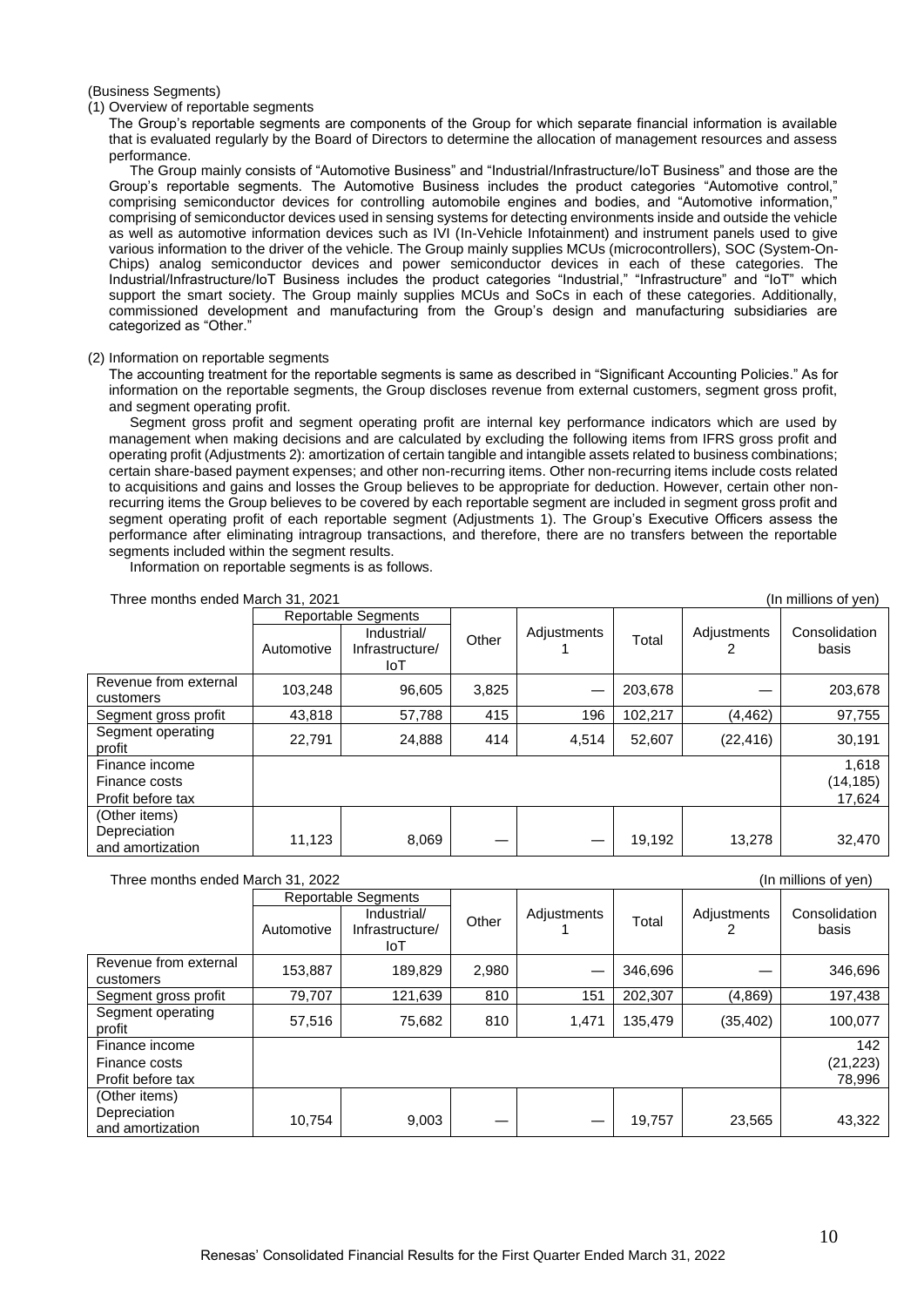(Business Segments)

(1) Overview of reportable segments

The Group's reportable segments are components of the Group for which separate financial information is available that is evaluated regularly by the Board of Directors to determine the allocation of management resources and assess performance.

The Group mainly consists of "Automotive Business" and "Industrial/Infrastructure/IoT Business" and those are the Group's reportable segments. The Automotive Business includes the product categories "Automotive control," comprising semiconductor devices for controlling automobile engines and bodies, and "Automotive information," comprising of semiconductor devices used in sensing systems for detecting environments inside and outside the vehicle as well as automotive information devices such as IVI (In-Vehicle Infotainment) and instrument panels used to give various information to the driver of the vehicle. The Group mainly supplies MCUs (microcontrollers), SOC (System-On-Chips) analog semiconductor devices and power semiconductor devices in each of these categories. The Industrial/Infrastructure/IoT Business includes the product categories "Industrial," "Infrastructure" and "IoT" which support the smart society. The Group mainly supplies MCUs and SoCs in each of these categories. Additionally, commissioned development and manufacturing from the Group's design and manufacturing subsidiaries are categorized as "Other."

(2) Information on reportable segments

The accounting treatment for the reportable segments is same as described in "Significant Accounting Policies." As for information on the reportable segments, the Group discloses revenue from external customers, segment gross profit, and segment operating profit.

Segment gross profit and segment operating profit are internal key performance indicators which are used by management when making decisions and are calculated by excluding the following items from IFRS gross profit and operating profit (Adjustments 2): amortization of certain tangible and intangible assets related to business combinations; certain share-based payment expenses; and other non-recurring items. Other non-recurring items include costs related to acquisitions and gains and losses the Group believes to be appropriate for deduction. However, certain other non-recurring items the Group believes to be covered by each reportable segment are included in segment gross profit and segment operating profit of each reportable segment (Adjustments 1). The Group's Executive Officers assess the performance after eliminating intragroup transactions, and therefore, there are no transfers between the reportable segments included within the segment results.

Information on reportable segments is as follows.

Three months ended March 31, 2021 (In millions of yen)

| | Reportable Segments | | Other | Adjustments 1 | Total | Adjustments 2 | Consolidation basis |
|---|---|---|---|---|---|---|---|
| | Automotive | Industrial/ Infrastructure/ IoT | | | | | |
| Revenue from external customers | 103,248 | 96,605 | 3,825 | — | 203,678 | — | 203,678 |
| Segment gross profit | 43,818 | 57,788 | 415 | 196 | 102,217 | (4,462) | 97,755 |
| Segment operating profit | 22,791 | 24,888 | 414 | 4,514 | 52,607 | (22,416) | 30,191 |
| Finance income | | | | | | | 1,618 |
| Finance costs | | | | | | | (14,185) |
| Profit before tax | | | | | | | 17,624 |
| (Other items) Depreciation and amortization | 11,123 | 8,069 | — | — | 19,192 | 13,278 | 32,470 |

Three months ended March 31, 2022 (In millions of yen)

| | Reportable Segments | | Other | Adjustments 1 | Total | Adjustments 2 | Consolidation basis |
|---|---|---|---|---|---|---|---|
| | Automotive | Industrial/ Infrastructure/ IoT | | | | | |
| Revenue from external customers | 153,887 | 189,829 | 2,980 | — | 346,696 | — | 346,696 |
| Segment gross profit | 79,707 | 121,639 | 810 | 151 | 202,307 | (4,869) | 197,438 |
| Segment operating profit | 57,516 | 75,682 | 810 | 1,471 | 135,479 | (35,402) | 100,077 |
| Finance income | | | | | | | 142 |
| Finance costs | | | | | | | (21,223) |
| Profit before tax | | | | | | | 78,996 |
| (Other items) Depreciation and amortization | 10,754 | 9,003 | — | — | 19,757 | 23,565 | 43,322 |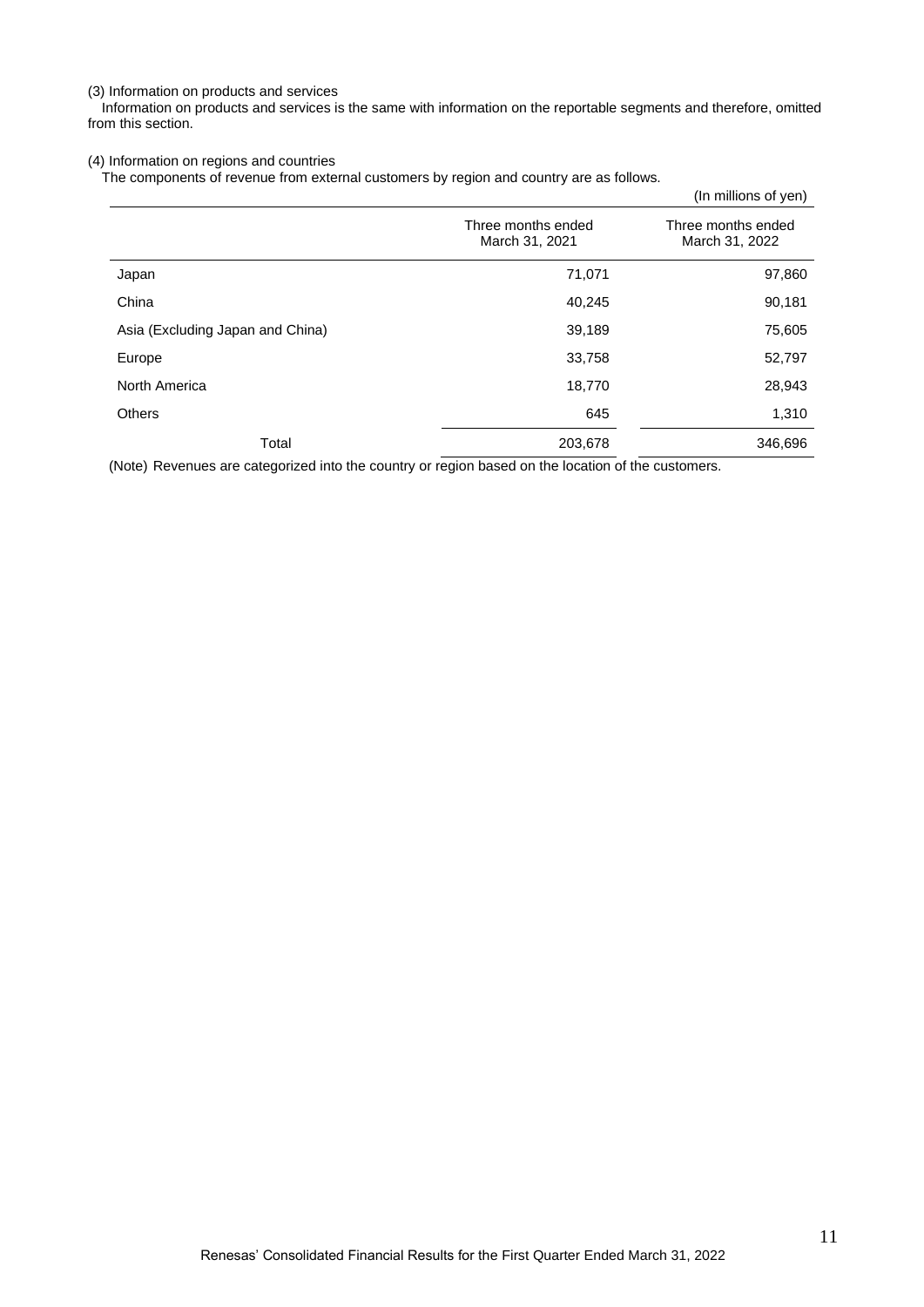(3) Information on products and services

Information on products and services is the same with information on the reportable segments and therefore, omitted from this section.

(4) Information on regions and countries

The components of revenue from external customers by region and country are as follows.

(In millions of yen)

| | Three months ended March 31, 2021 | Three months ended March 31, 2022 |
|---|---|---|
| Japan | 71,071 | 97,860 |
| China | 40,245 | 90,181 |
| Asia (Excluding Japan and China) | 39,189 | 75,605 |
| Europe | 33,758 | 52,797 |
| North America | 18,770 | 28,943 |
| Others | 645 | 1,310 |
| Total | 203,678 | 346,696 |

(Note) Revenues are categorized into the country or region based on the location of the customers.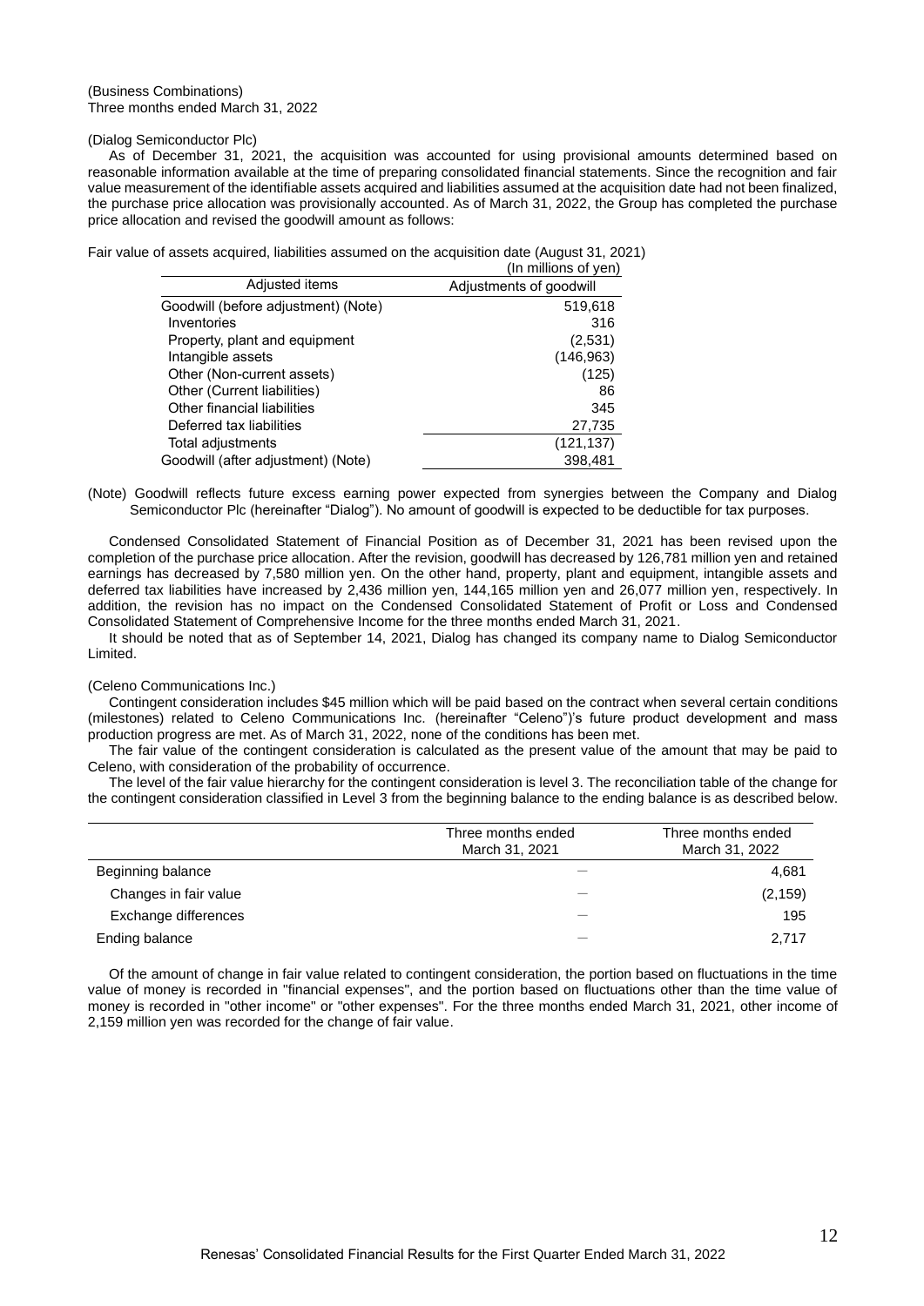(Business Combinations)
Three months ended March 31, 2022

(Dialog Semiconductor Plc)

As of December 31, 2021, the acquisition was accounted for using provisional amounts determined based on reasonable information available at the time of preparing consolidated financial statements. Since the recognition and fair value measurement of the identifiable assets acquired and liabilities assumed at the acquisition date had not been finalized, the purchase price allocation was provisionally accounted. As of March 31, 2022, the Group has completed the purchase price allocation and revised the goodwill amount as follows:

Fair value of assets acquired, liabilities assumed on the acquisition date (August 31, 2021)

(In millions of yen)

| Adjusted items | Adjustments of goodwill |
|---|---|
| Goodwill (before adjustment) (Note) | 519,618 |
| Inventories | 316 |
| Property, plant and equipment | (2,531) |
| Intangible assets | (146,963) |
| Other (Non-current assets) | (125) |
| Other (Current liabilities) | 86 |
| Other financial liabilities | 345 |
| Deferred tax liabilities | 27,735 |
| Total adjustments | (121,137) |
| Goodwill (after adjustment) (Note) | 398,481 |

(Note) Goodwill reflects future excess earning power expected from synergies between the Company and Dialog Semiconductor Plc (hereinafter "Dialog"). No amount of goodwill is expected to be deductible for tax purposes.

Condensed Consolidated Statement of Financial Position as of December 31, 2021 has been revised upon the completion of the purchase price allocation. After the revision, goodwill has decreased by 126,781 million yen and retained earnings has decreased by 7,580 million yen. On the other hand, property, plant and equipment, intangible assets and deferred tax liabilities have increased by 2,436 million yen, 144,165 million yen and 26,077 million yen, respectively. In addition, the revision has no impact on the Condensed Consolidated Statement of Profit or Loss and Condensed Consolidated Statement of Comprehensive Income for the three months ended March 31, 2021.

It should be noted that as of September 14, 2021, Dialog has changed its company name to Dialog Semiconductor Limited.

(Celeno Communications Inc.)

Contingent consideration includes $45 million which will be paid based on the contract when several certain conditions (milestones) related to Celeno Communications Inc. (hereinafter "Celeno")'s future product development and mass production progress are met. As of March 31, 2022, none of the conditions has been met.

The fair value of the contingent consideration is calculated as the present value of the amount that may be paid to Celeno, with consideration of the probability of occurrence.

The level of the fair value hierarchy for the contingent consideration is level 3. The reconciliation table of the change for the contingent consideration classified in Level 3 from the beginning balance to the ending balance is as described below.

| | Three months ended March 31, 2021 | Three months ended March 31, 2022 |
|---|---|---|
| Beginning balance | − | 4,681 |
| Changes in fair value | − | (2,159) |
| Exchange differences | − | 195 |
| Ending balance | − | 2,717 |

Of the amount of change in fair value related to contingent consideration, the portion based on fluctuations in the time value of money is recorded in "financial expenses", and the portion based on fluctuations other than the time value of money is recorded in "other income" or "other expenses". For the three months ended March 31, 2021, other income of 2,159 million yen was recorded for the change of fair value.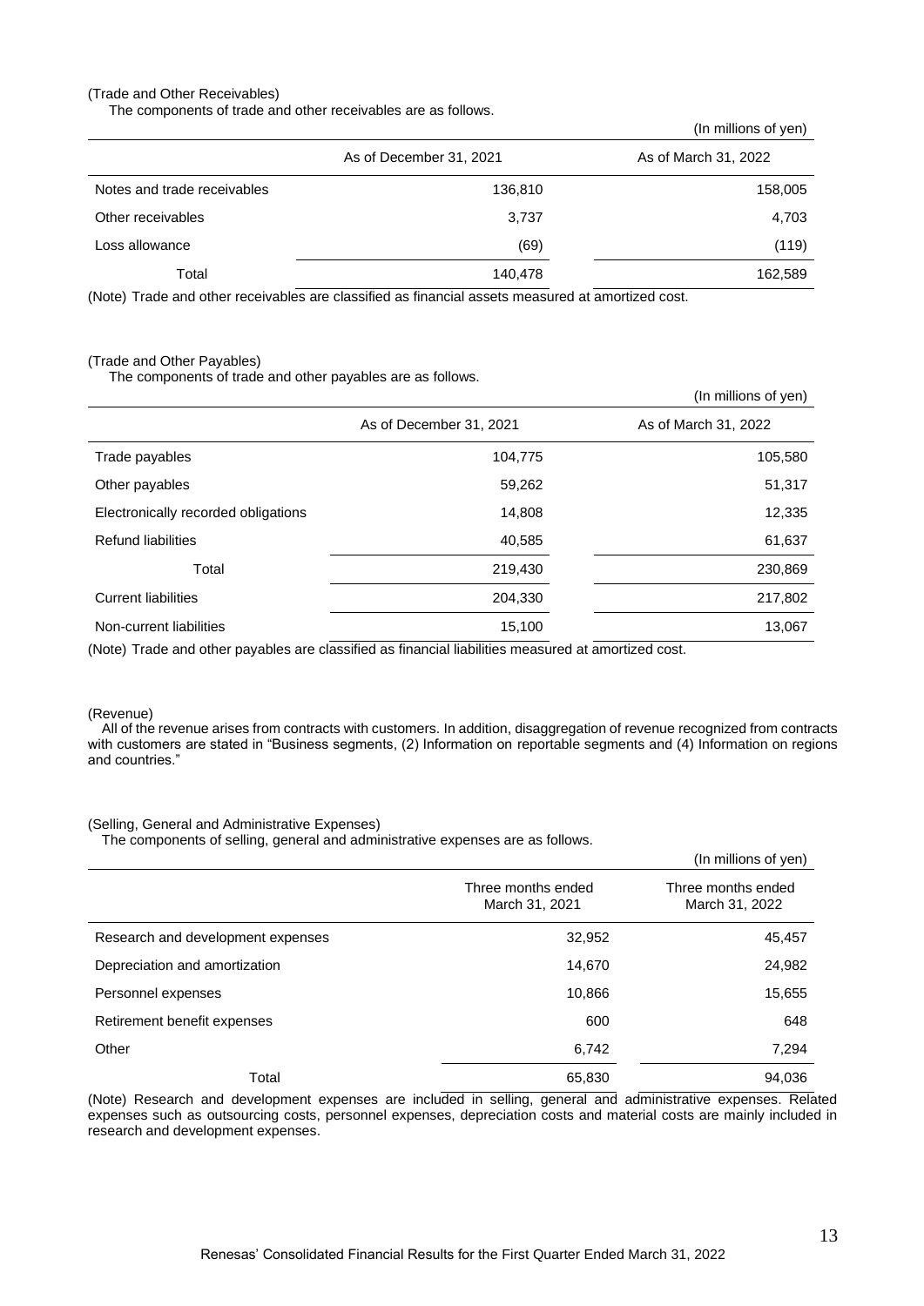(Trade and Other Receivables)

The components of trade and other receivables are as follows.

(In millions of yen)

| | As of December 31, 2021 | As of March 31, 2022 |
|---|---|---|
| Notes and trade receivables | 136,810 | 158,005 |
| Other receivables | 3,737 | 4,703 |
| Loss allowance | (69) | (119) |
| Total | 140,478 | 162,589 |

(Note) Trade and other receivables are classified as financial assets measured at amortized cost.

(Trade and Other Payables)

The components of trade and other payables are as follows.

(In millions of yen)

| | As of December 31, 2021 | As of March 31, 2022 |
|---|---|---|
| Trade payables | 104,775 | 105,580 |
| Other payables | 59,262 | 51,317 |
| Electronically recorded obligations | 14,808 | 12,335 |
| Refund liabilities | 40,585 | 61,637 |
| Total | 219,430 | 230,869 |
| Current liabilities | 204,330 | 217,802 |
| Non-current liabilities | 15,100 | 13,067 |

(Note) Trade and other payables are classified as financial liabilities measured at amortized cost.

(Revenue)

All of the revenue arises from contracts with customers. In addition, disaggregation of revenue recognized from contracts with customers are stated in "Business segments, (2) Information on reportable segments and (4) Information on regions and countries."

(Selling, General and Administrative Expenses)

The components of selling, general and administrative expenses are as follows.

(In millions of yen)

| | Three months ended March 31, 2021 | Three months ended March 31, 2022 |
|---|---|---|
| Research and development expenses | 32,952 | 45,457 |
| Depreciation and amortization | 14,670 | 24,982 |
| Personnel expenses | 10,866 | 15,655 |
| Retirement benefit expenses | 600 | 648 |
| Other | 6,742 | 7,294 |
| Total | 65,830 | 94,036 |

(Note) Research and development expenses are included in selling, general and administrative expenses. Related expenses such as outsourcing costs, personnel expenses, depreciation costs and material costs are mainly included in research and development expenses.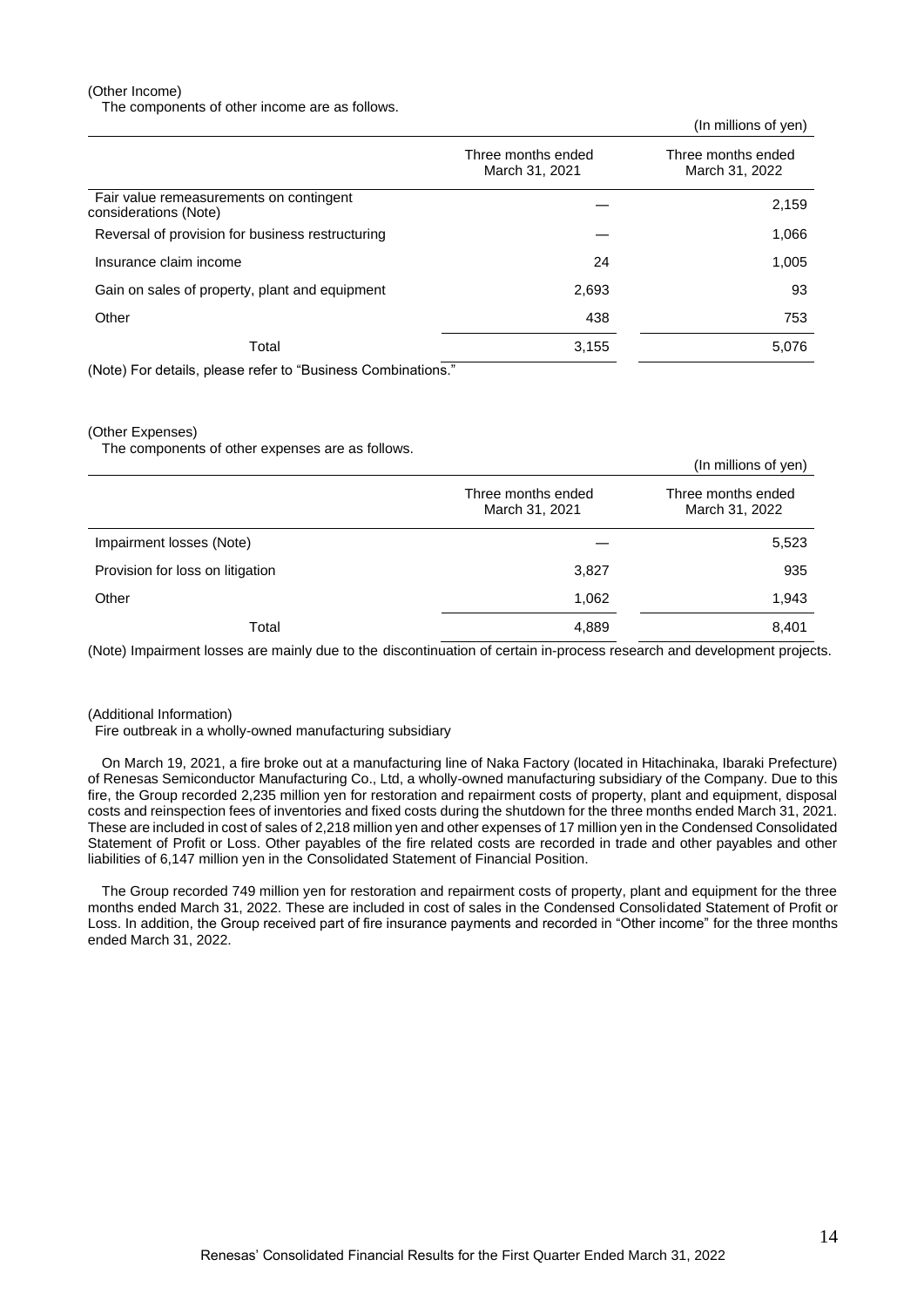(Other Income)

The components of other income are as follows.

(In millions of yen)

| | Three months ended March 31, 2021 | Three months ended March 31, 2022 |
|---|---|---|
| Fair value remeasurements on contingent considerations (Note) | — | 2,159 |
| Reversal of provision for business restructuring | — | 1,066 |
| Insurance claim income | 24 | 1,005 |
| Gain on sales of property, plant and equipment | 2,693 | 93 |
| Other | 438 | 753 |
| Total | 3,155 | 5,076 |

(Note) For details, please refer to "Business Combinations."

(Other Expenses)

The components of other expenses are as follows.

(In millions of yen)

| | Three months ended March 31, 2021 | Three months ended March 31, 2022 |
|---|---|---|
| Impairment losses (Note) | — | 5,523 |
| Provision for loss on litigation | 3,827 | 935 |
| Other | 1,062 | 1,943 |
| Total | 4,889 | 8,401 |

(Note) Impairment losses are mainly due to the discontinuation of certain in-process research and development projects.

(Additional Information)

Fire outbreak in a wholly-owned manufacturing subsidiary

On March 19, 2021, a fire broke out at a manufacturing line of Naka Factory (located in Hitachinaka, Ibaraki Prefecture) of Renesas Semiconductor Manufacturing Co., Ltd, a wholly-owned manufacturing subsidiary of the Company. Due to this fire, the Group recorded 2,235 million yen for restoration and repairment costs of property, plant and equipment, disposal costs and reinspection fees of inventories and fixed costs during the shutdown for the three months ended March 31, 2021. These are included in cost of sales of 2,218 million yen and other expenses of 17 million yen in the Condensed Consolidated Statement of Profit or Loss. Other payables of the fire related costs are recorded in trade and other payables and other liabilities of 6,147 million yen in the Consolidated Statement of Financial Position.

The Group recorded 749 million yen for restoration and repairment costs of property, plant and equipment for the three months ended March 31, 2022. These are included in cost of sales in the Condensed Consolidated Statement of Profit or Loss. In addition, the Group received part of fire insurance payments and recorded in "Other income" for the three months ended March 31, 2022.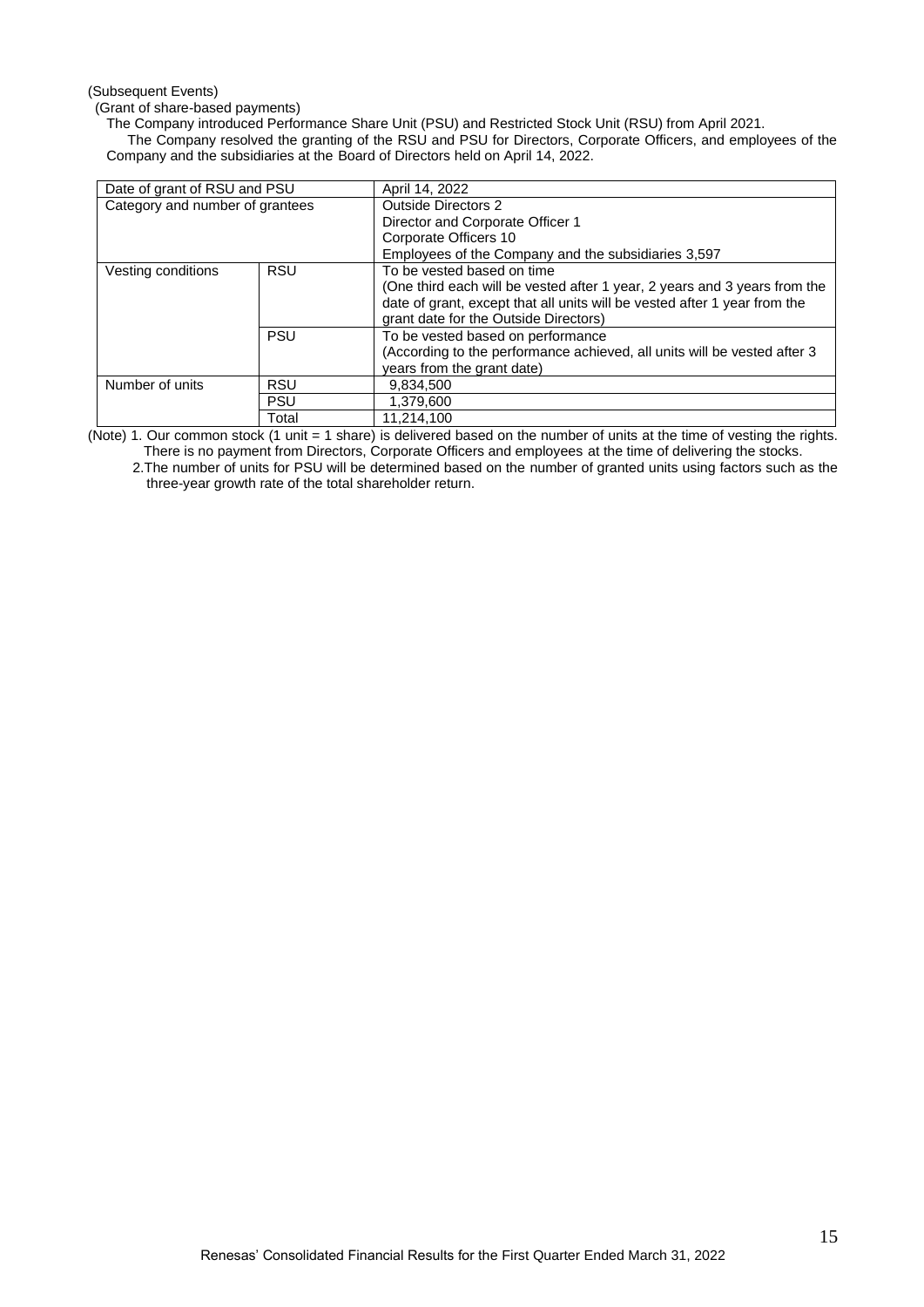(Subsequent Events)

(Grant of share-based payments)

The Company introduced Performance Share Unit (PSU) and Restricted Stock Unit (RSU) from April 2021.

The Company resolved the granting of the RSU and PSU for Directors, Corporate Officers, and employees of the Company and the subsidiaries at the Board of Directors held on April 14, 2022.

| Date of grant of RSU and PSU | | April 14, 2022 |
|---|---|---|
| Category and number of grantees | | Outside Directors 2<br>Director and Corporate Officer 1<br>Corporate Officers 10<br>Employees of the Company and the subsidiaries 3,597 |
| Vesting conditions | RSU | To be vested based on time<br>(One third each will be vested after 1 year, 2 years and 3 years from the date of grant, except that all units will be vested after 1 year from the grant date for the Outside Directors) |
| | PSU | To be vested based on performance<br>(According to the performance achieved, all units will be vested after 3 years from the grant date) |
| Number of units | RSU | 9,834,500 |
| | PSU | 1,379,600 |
| | Total | 11,214,100 |

(Note) 1. Our common stock (1 unit = 1 share) is delivered based on the number of units at the time of vesting the rights. There is no payment from Directors, Corporate Officers and employees at the time of delivering the stocks.

2. The number of units for PSU will be determined based on the number of granted units using factors such as the three-year growth rate of the total shareholder return.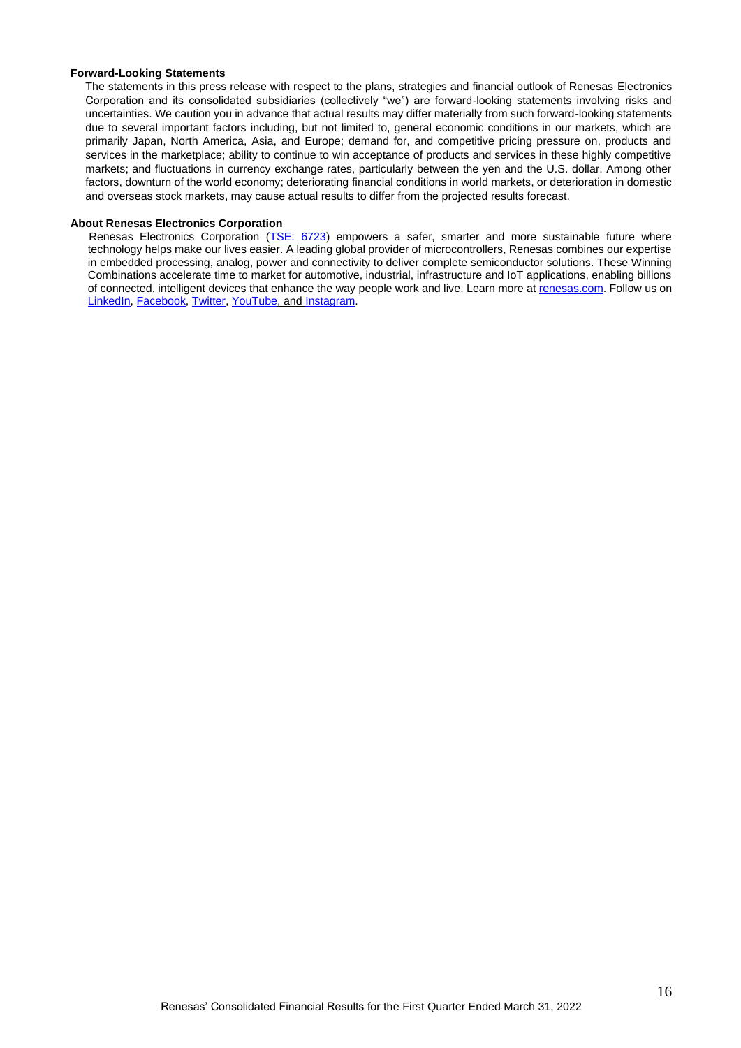**Forward-Looking Statements**

The statements in this press release with respect to the plans, strategies and financial outlook of Renesas Electronics Corporation and its consolidated subsidiaries (collectively "we") are forward-looking statements involving risks and uncertainties. We caution you in advance that actual results may differ materially from such forward-looking statements due to several important factors including, but not limited to, general economic conditions in our markets, which are primarily Japan, North America, Asia, and Europe; demand for, and competitive pricing pressure on, products and services in the marketplace; ability to continue to win acceptance of products and services in these highly competitive markets; and fluctuations in currency exchange rates, particularly between the yen and the U.S. dollar. Among other factors, downturn of the world economy; deteriorating financial conditions in world markets, or deterioration in domestic and overseas stock markets, may cause actual results to differ from the projected results forecast.

**About Renesas Electronics Corporation**

Renesas Electronics Corporation (TSE: 6723) empowers a safer, smarter and more sustainable future where technology helps make our lives easier. A leading global provider of microcontrollers, Renesas combines our expertise in embedded processing, analog, power and connectivity to deliver complete semiconductor solutions. These Winning Combinations accelerate time to market for automotive, industrial, infrastructure and IoT applications, enabling billions of connected, intelligent devices that enhance the way people work and live. Learn more at renesas.com. Follow us on LinkedIn, Facebook, Twitter, YouTube, and Instagram.